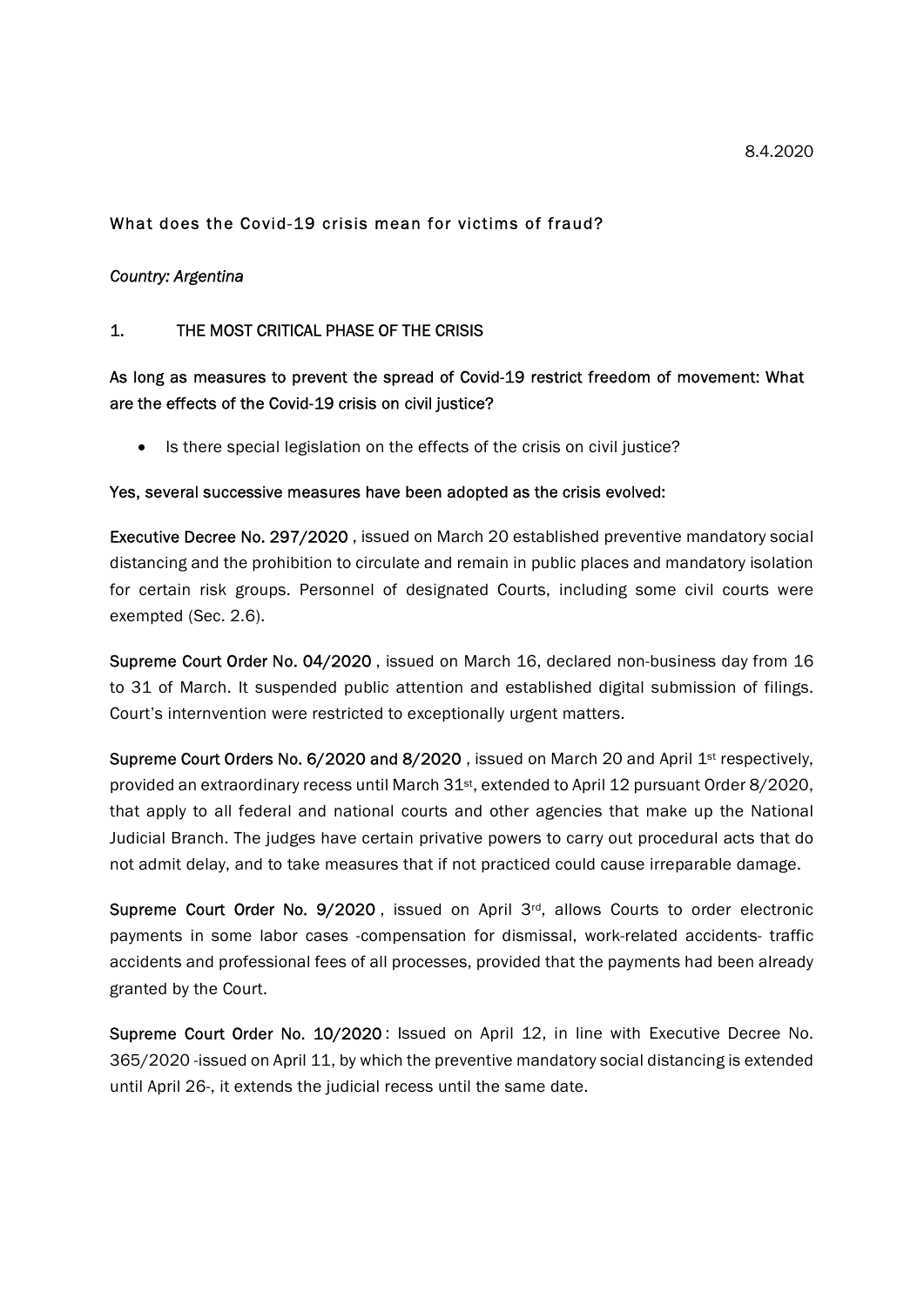8.4.2020

## What does the Covid-19 crisis mean for victims of fraud?

*Country: Argentina*

### 1. THE MOST CRITICAL PHASE OF THE CRISIS

**As long as measures to prevent the spread of Covid-19 restrict freedom of movement: What are the effects of the Covid-19 crisis on civil justice?**

- Is there special legislation on the effects of the crisis on civil justice?

**Yes, several successive measures have been adopted as the crisis evolved:**

**Executive Decree No. 297/2020**, issued on March 20 established preventive mandatory social distancing and the prohibition to circulate and remain in public places and mandatory isolation for certain risk groups. Personnel of designated Courts, including some civil courts were exempted (Sec. 2.6).

**Supreme Court Order No. 04/2020**, issued on March 16, declared non-business day from 16 to 31 of March. It suspended public attention and established digital submission of filings. Court's internvention were restricted to exceptionally urgent matters.

**Supreme Court Orders No. 6/2020 and 8/2020**, issued on March 20 and April 1st respectively, provided an extraordinary recess until March 31st, extended to April 12 pursuant Order 8/2020, that apply to all federal and national courts and other agencies that make up the National Judicial Branch. The judges have certain privative powers to carry out procedural acts that do not admit delay, and to take measures that if not practiced could cause irreparable damage.

**Supreme Court Order No. 9/2020**, issued on April 3rd, allows Courts to order electronic payments in some labor cases -compensation for dismissal, work-related accidents- traffic accidents and professional fees of all processes, provided that the payments had been already granted by the Court.

**Supreme Court Order No. 10/2020**: Issued on April 12, in line with Executive Decree No. 365/2020 -issued on April 11, by which the preventive mandatory social distancing is extended until April 26-, it extends the judicial recess until the same date.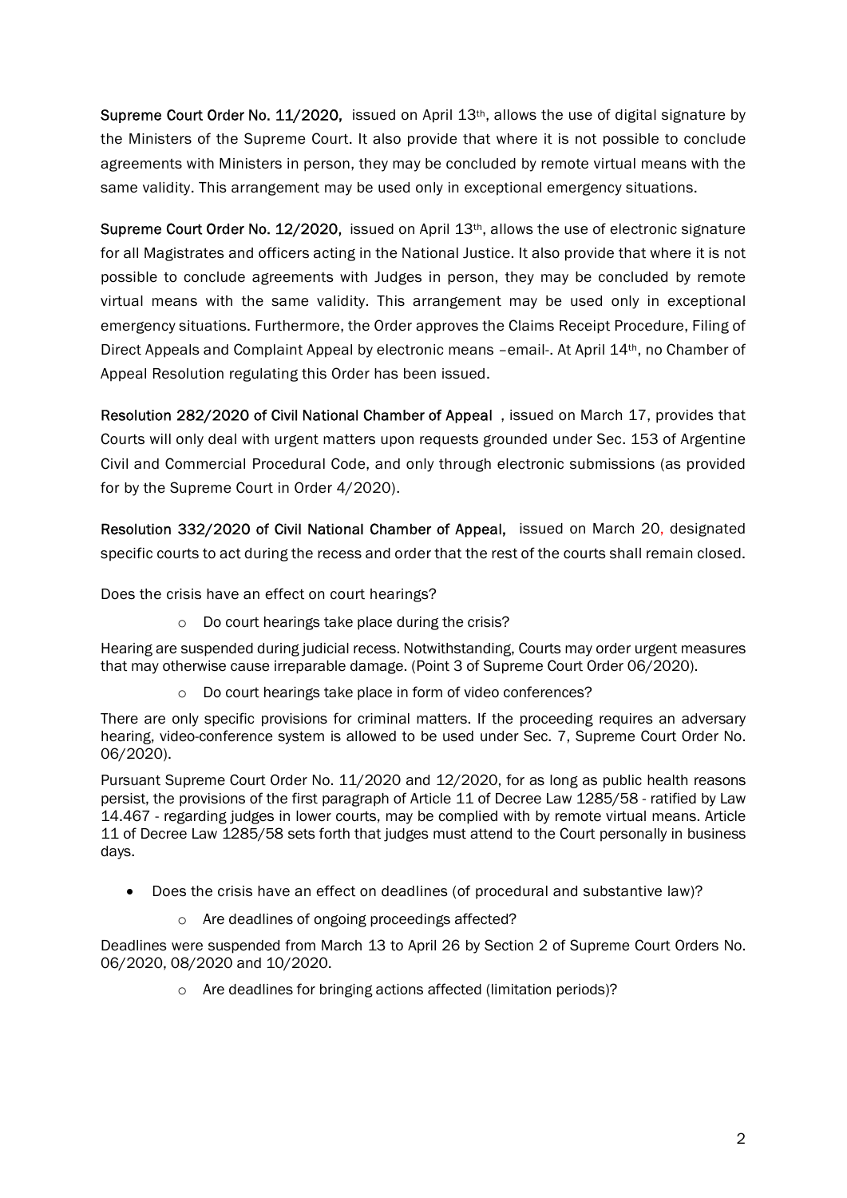**Supreme Court Order No. 11/2020,** issued on April 13th, allows the use of digital signature by the Ministers of the Supreme Court. It also provide that where it is not possible to conclude agreements with Ministers in person, they may be concluded by remote virtual means with the same validity. This arrangement may be used only in exceptional emergency situations.

**Supreme Court Order No. 12/2020,** issued on April 13th, allows the use of electronic signature for all Magistrates and officers acting in the National Justice. It also provide that where it is not possible to conclude agreements with Judges in person, they may be concluded by remote virtual means with the same validity. This arrangement may be used only in exceptional emergency situations. Furthermore, the Order approves the Claims Receipt Procedure, Filing of Direct Appeals and Complaint Appeal by electronic means –email-. At April 14th, no Chamber of Appeal Resolution regulating this Order has been issued.

**Resolution 282/2020 of Civil National Chamber of Appeal** , issued on March 17, provides that Courts will only deal with urgent matters upon requests grounded under Sec. 153 of Argentine Civil and Commercial Procedural Code, and only through electronic submissions (as provided for by the Supreme Court in Order 4/2020).

**Resolution 332/2020 of Civil National Chamber of Appeal,** issued on March 20, designated specific courts to act during the recess and order that the rest of the courts shall remain closed.

Does the crisis have an effect on court hearings?

- Do court hearings take place during the crisis?

Hearing are suspended during judicial recess. Notwithstanding, Courts may order urgent measures that may otherwise cause irreparable damage. (Point 3 of Supreme Court Order 06/2020).

- Do court hearings take place in form of video conferences?

There are only specific provisions for criminal matters. If the proceeding requires an adversary hearing, video-conference system is allowed to be used under Sec. 7, Supreme Court Order No. 06/2020).

Pursuant Supreme Court Order No. 11/2020 and 12/2020, for as long as public health reasons persist, the provisions of the first paragraph of Article 11 of Decree Law 1285/58 - ratified by Law 14.467 - regarding judges in lower courts, may be complied with by remote virtual means. Article 11 of Decree Law 1285/58 sets forth that judges must attend to the Court personally in business days.

- Does the crisis have an effect on deadlines (of procedural and substantive law)?
  - Are deadlines of ongoing proceedings affected?

Deadlines were suspended from March 13 to April 26 by Section 2 of Supreme Court Orders No. 06/2020, 08/2020 and 10/2020.

- Are deadlines for bringing actions affected (limitation periods)?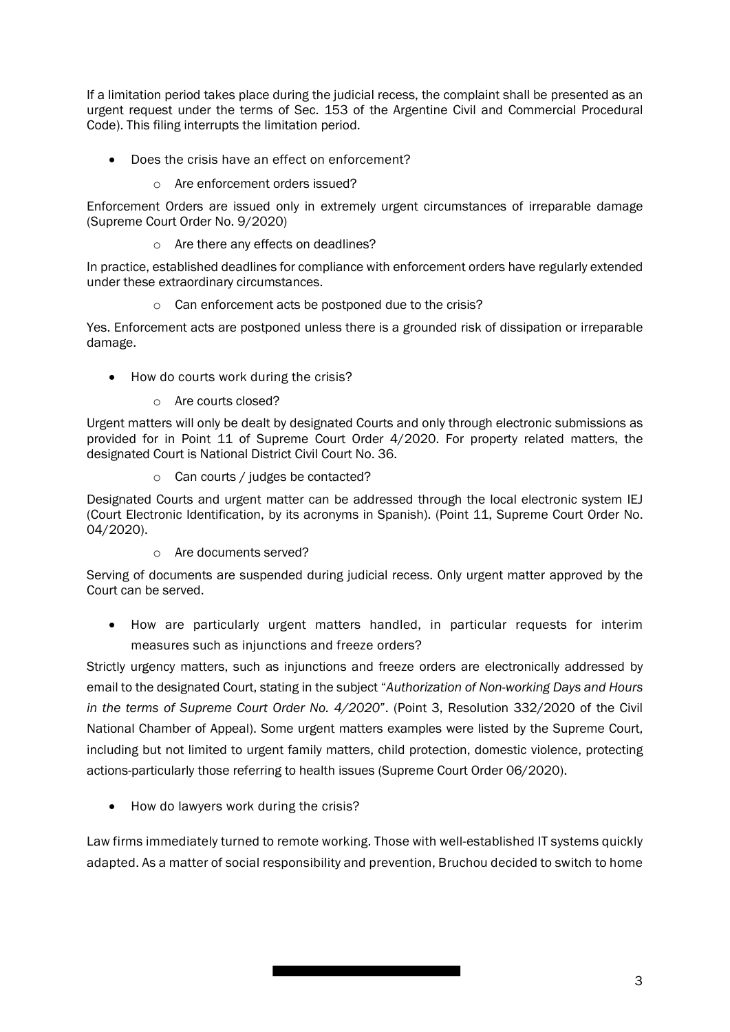If a limitation period takes place during the judicial recess, the complaint shall be presented as an urgent request under the terms of Sec. 153 of the Argentine Civil and Commercial Procedural Code). This filing interrupts the limitation period.

- Does the crisis have an effect on enforcement?
    - Are enforcement orders issued?

Enforcement Orders are issued only in extremely urgent circumstances of irreparable damage (Supreme Court Order No. 9/2020)

- Are there any effects on deadlines?

In practice, established deadlines for compliance with enforcement orders have regularly extended under these extraordinary circumstances.

- Can enforcement acts be postponed due to the crisis?

Yes. Enforcement acts are postponed unless there is a grounded risk of dissipation or irreparable damage.

- How do courts work during the crisis?
    - Are courts closed?

Urgent matters will only be dealt by designated Courts and only through electronic submissions as provided for in Point 11 of Supreme Court Order 4/2020. For property related matters, the designated Court is National District Civil Court No. 36.

- Can courts / judges be contacted?

Designated Courts and urgent matter can be addressed through the local electronic system IEJ (Court Electronic Identification, by its acronyms in Spanish). (Point 11, Supreme Court Order No. 04/2020).

- Are documents served?

Serving of documents are suspended during judicial recess. Only urgent matter approved by the Court can be served.

- How are particularly urgent matters handled, in particular requests for interim measures such as injunctions and freeze orders?

Strictly urgency matters, such as injunctions and freeze orders are electronically addressed by email to the designated Court, stating in the subject "*Authorization of Non-working Days and Hours in the terms of Supreme Court Order No. 4/2020*". (Point 3, Resolution 332/2020 of the Civil National Chamber of Appeal). Some urgent matters examples were listed by the Supreme Court, including but not limited to urgent family matters, child protection, domestic violence, protecting actions-particularly those referring to health issues (Supreme Court Order 06/2020).

- How do lawyers work during the crisis?

Law firms immediately turned to remote working. Those with well-established IT systems quickly adapted. As a matter of social responsibility and prevention, Bruchou decided to switch to home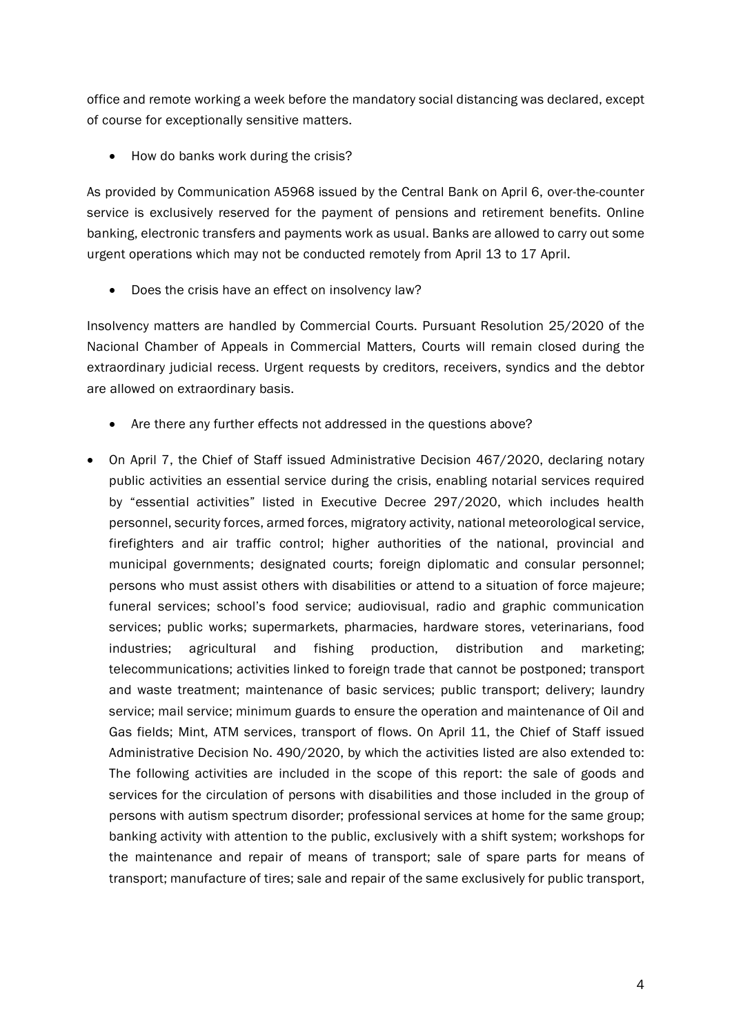office and remote working a week before the mandatory social distancing was declared, except of course for exceptionally sensitive matters.

- How do banks work during the crisis?

As provided by Communication A5968 issued by the Central Bank on April 6, over-the-counter service is exclusively reserved for the payment of pensions and retirement benefits. Online banking, electronic transfers and payments work as usual. Banks are allowed to carry out some urgent operations which may not be conducted remotely from April 13 to 17 April.

- Does the crisis have an effect on insolvency law?

Insolvency matters are handled by Commercial Courts. Pursuant Resolution 25/2020 of the Nacional Chamber of Appeals in Commercial Matters, Courts will remain closed during the extraordinary judicial recess. Urgent requests by creditors, receivers, syndics and the debtor are allowed on extraordinary basis.

- Are there any further effects not addressed in the questions above?

- On April 7, the Chief of Staff issued Administrative Decision 467/2020, declaring notary public activities an essential service during the crisis, enabling notarial services required by "essential activities" listed in Executive Decree 297/2020, which includes health personnel, security forces, armed forces, migratory activity, national meteorological service, firefighters and air traffic control; higher authorities of the national, provincial and municipal governments; designated courts; foreign diplomatic and consular personnel; persons who must assist others with disabilities or attend to a situation of force majeure; funeral services; school's food service; audiovisual, radio and graphic communication services; public works; supermarkets, pharmacies, hardware stores, veterinarians, food industries; agricultural and fishing production, distribution and marketing; telecommunications; activities linked to foreign trade that cannot be postponed; transport and waste treatment; maintenance of basic services; public transport; delivery; laundry service; mail service; minimum guards to ensure the operation and maintenance of Oil and Gas fields; Mint, ATM services, transport of flows. On April 11, the Chief of Staff issued Administrative Decision No. 490/2020, by which the activities listed are also extended to: The following activities are included in the scope of this report: the sale of goods and services for the circulation of persons with disabilities and those included in the group of persons with autism spectrum disorder; professional services at home for the same group; banking activity with attention to the public, exclusively with a shift system; workshops for the maintenance and repair of means of transport; sale of spare parts for means of transport; manufacture of tires; sale and repair of the same exclusively for public transport,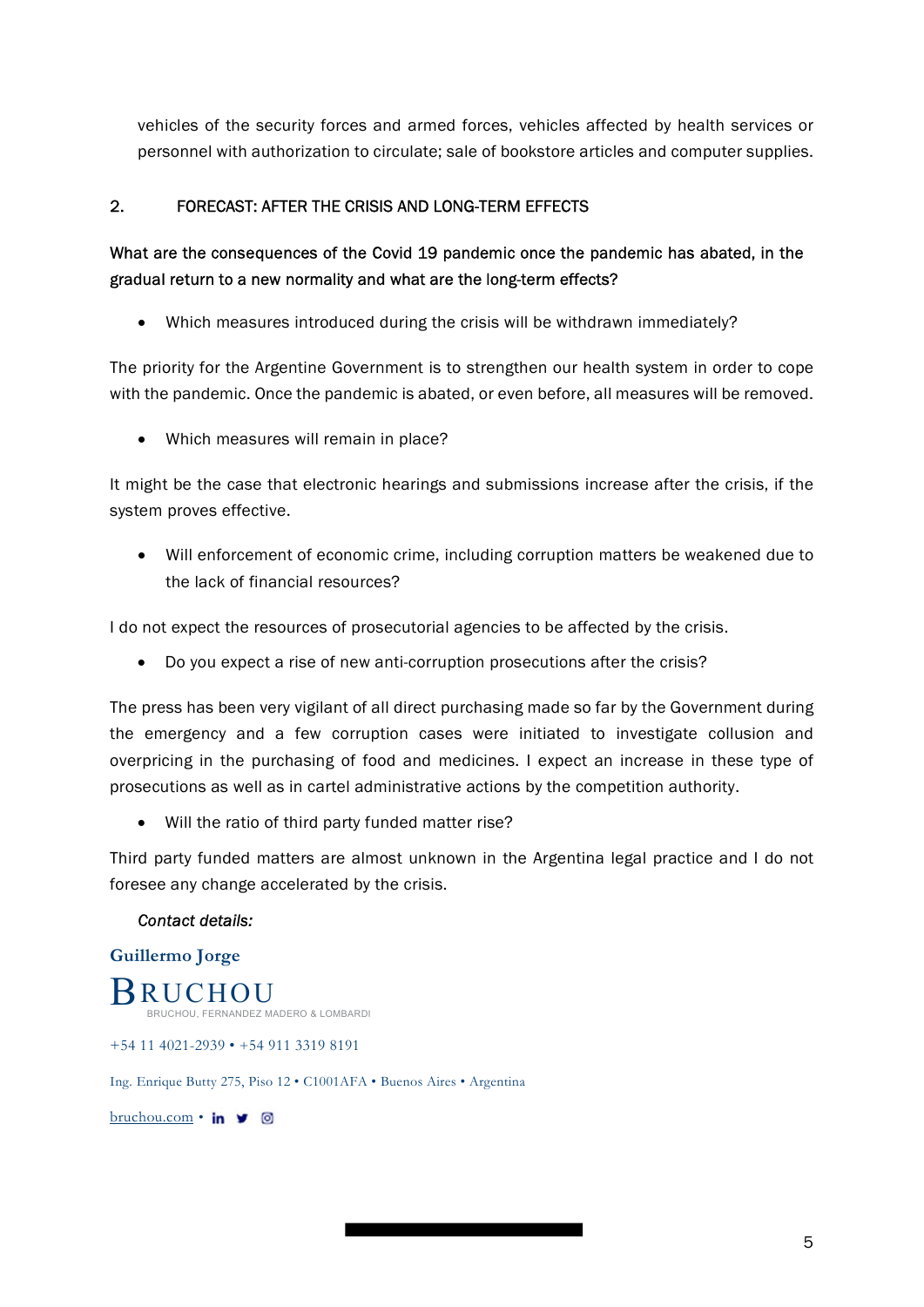vehicles of the security forces and armed forces, vehicles affected by health services or personnel with authorization to circulate; sale of bookstore articles and computer supplies.

## 2. FORECAST: AFTER THE CRISIS AND LONG-TERM EFFECTS

**What are the consequences of the Covid 19 pandemic once the pandemic has abated, in the gradual return to a new normality and what are the long-term effects?**

- Which measures introduced during the crisis will be withdrawn immediately?

The priority for the Argentine Government is to strengthen our health system in order to cope with the pandemic. Once the pandemic is abated, or even before, all measures will be removed.

- Which measures will remain in place?

It might be the case that electronic hearings and submissions increase after the crisis, if the system proves effective.

- Will enforcement of economic crime, including corruption matters be weakened due to the lack of financial resources?

I do not expect the resources of prosecutorial agencies to be affected by the crisis.

- Do you expect a rise of new anti-corruption prosecutions after the crisis?

The press has been very vigilant of all direct purchasing made so far by the Government during the emergency and a few corruption cases were initiated to investigate collusion and overpricing in the purchasing of food and medicines. I expect an increase in these type of prosecutions as well as in cartel administrative actions by the competition authority.

- Will the ratio of third party funded matter rise?

Third party funded matters are almost unknown in the Argentina legal practice and I do not foresee any change accelerated by the crisis.

*Contact details:*

**Guillermo Jorge**

BRUCHOU
BRUCHOU, FERNANDEZ MADERO & LOMBARDI

+54 11 4021-2939 • +54 911 3319 8191

Ing. Enrique Butty 275, Piso 12 • C1001AFA • Buenos Aires • Argentina

bruchou.com •